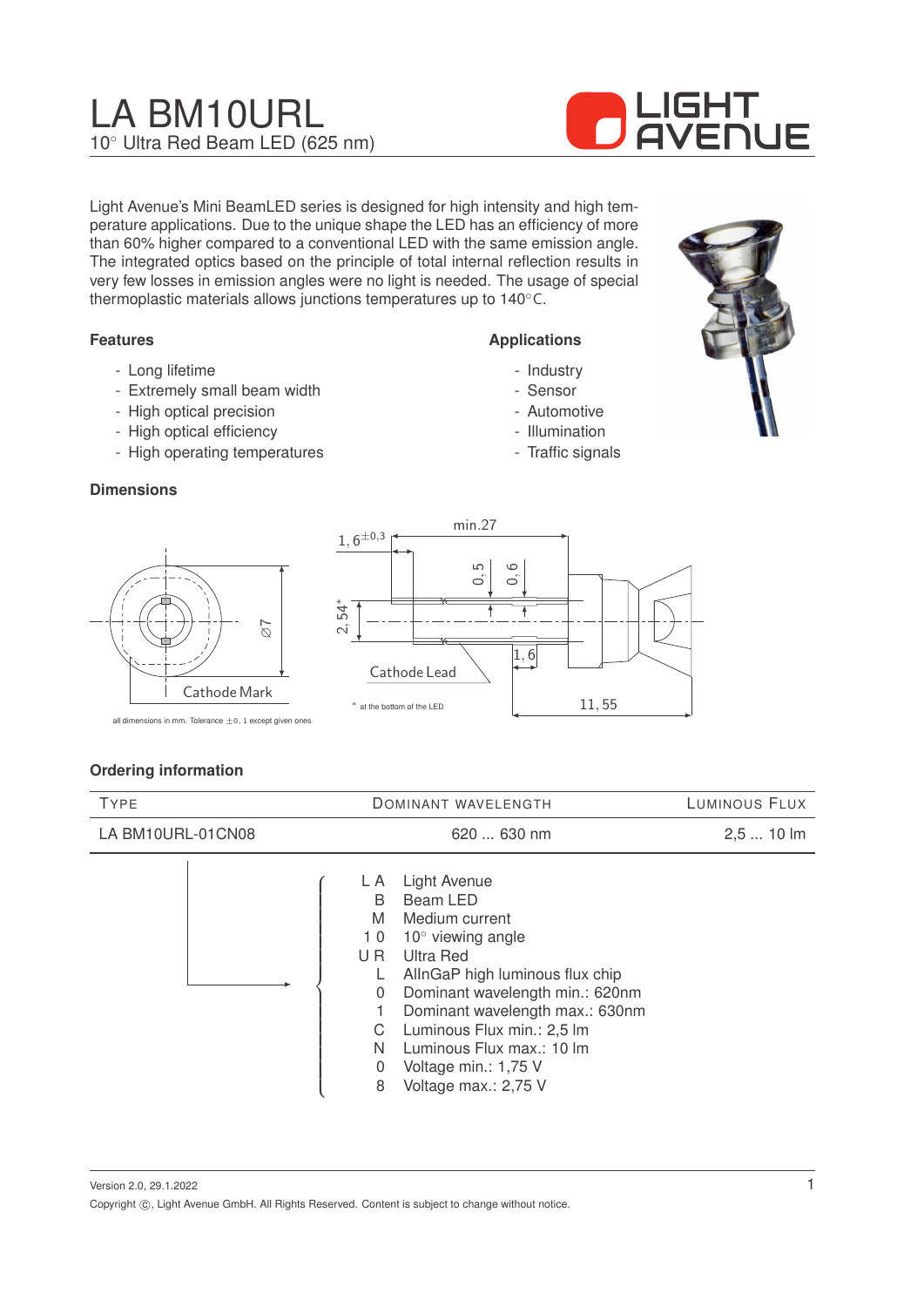# LA BM10URL

10° Ultra Red Beam LED (625 nm)

Light Avenue's Mini BeamLED series is designed for high intensity and high temperature applications. Due to the unique shape the LED has an efficiency of more than 60% higher compared to a conventional LED with the same emission angle. The integrated optics based on the principle of total internal reflection results in very few losses in emission angles were no light is needed. The usage of special thermoplastic materials allows junctions temperatures up to 140°C.

### Features

- Long lifetime
- Extremely small beam width
- High optical precision
- High optical efficiency
- High operating temperatures

### Applications

- Industry
- Sensor
- Automotive
- Illumination
- Traffic signals

### Dimensions

Cathode Mark

Ø7

$1,6^{\pm 0,3}$

min.27

0,5

0,6

2,54*

1,6

Cathode Lead

11,55

\* at the bottom of the LED

all dimensions in mm. Tolerance ±0,1 except given ones

### Ordering information

| Type | Dominant wavelength | Luminous Flux |
|---|---|---|
| LA BM10URL-01CN08 | 620 ... 630 nm | 2,5 ... 10 lm |

| Code | Meaning |
|---|---|
| L A | Light Avenue |
| B | Beam LED |
| M | Medium current |
| 1 0 | 10° viewing angle |
| U R | Ultra Red |
| L | AlInGaP high luminous flux chip |
| 0 | Dominant wavelength min.: 620nm |
| 1 | Dominant wavelength max.: 630nm |
| C | Luminous Flux min.: 2,5 lm |
| N | Luminous Flux max.: 10 lm |
| 0 | Voltage min.: 1,75 V |
| 8 | Voltage max.: 2,75 V |

Version 2.0, 29.1.2022

Copyright ©, Light Avenue GmbH. All Rights Reserved. Content is subject to change without notice.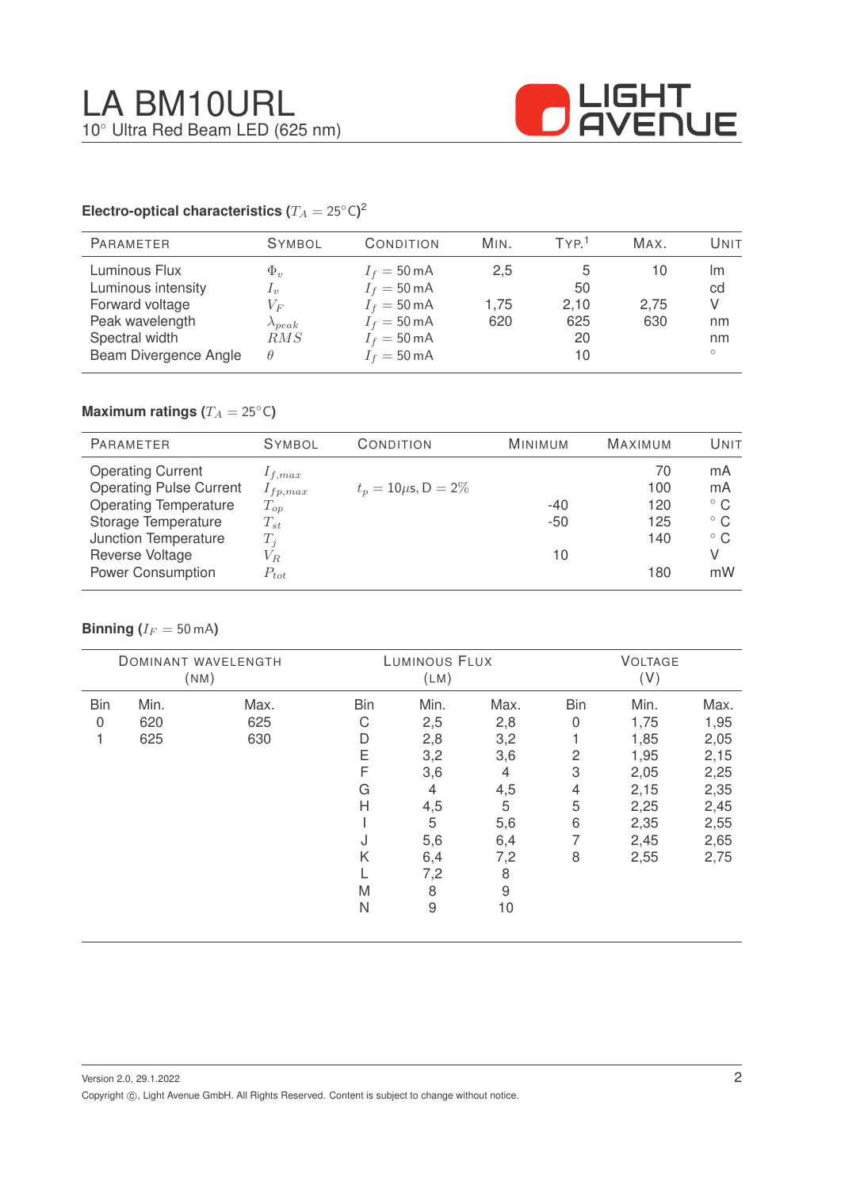# LA BM10URL

10° Ultra Red Beam LED (625 nm)

### Electro-optical characteristics ($T_A = 25^\circ$C)[2]

| Parameter | Symbol | Condition | Min. | Typ.[1] | Max. | Unit |
|---|---|---|---|---|---|---|
| Luminous Flux | $\Phi_v$ | $I_f = 50\,$mA | 2,5 | 5 | 10 | lm |
| Luminous intensity | $I_v$ | $I_f = 50\,$mA | | 50 | | cd |
| Forward voltage | $V_F$ | $I_f = 50\,$mA | 1,75 | 2,10 | 2,75 | V |
| Peak wavelength | $\lambda_{peak}$ | $I_f = 50\,$mA | 620 | 625 | 630 | nm |
| Spectral width | $RMS$ | $I_f = 50\,$mA | | 20 | | nm |
| Beam Divergence Angle | $\theta$ | $I_f = 50\,$mA | | 10 | | ° |

### Maximum ratings ($T_A = 25^\circ$C)

| Parameter | Symbol | Condition | Minimum | Maximum | Unit |
|---|---|---|---|---|---|
| Operating Current | $I_{f,max}$ | | | 70 | mA |
| Operating Pulse Current | $I_{fp,max}$ | $t_p = 10\mu$s, D $= 2\%$ | | 100 | mA |
| Operating Temperature | $T_{op}$ | | -40 | 120 | ° C |
| Storage Temperature | $T_{st}$ | | -50 | 125 | ° C |
| Junction Temperature | $T_j$ | | | 140 | ° C |
| Reverse Voltage | $V_R$ | | 10 | | V |
| Power Consumption | $P_{tot}$ | | | 180 | mW |

### Binning ($I_F = 50\,$mA)

| Dominant Wavelength (nm) | | | Luminous Flux (lm) | | | Voltage (V) | | |
|---|---|---|---|---|---|---|---|---|
| Bin | Min. | Max. | Bin | Min. | Max. | Bin | Min. | Max. |
| 0 | 620 | 625 | C | 2,5 | 2,8 | 0 | 1,75 | 1,95 |
| 1 | 625 | 630 | D | 2,8 | 3,2 | 1 | 1,85 | 2,05 |
| | | | E | 3,2 | 3,6 | 2 | 1,95 | 2,15 |
| | | | F | 3,6 | 4 | 3 | 2,05 | 2,25 |
| | | | G | 4 | 4,5 | 4 | 2,15 | 2,35 |
| | | | H | 4,5 | 5 | 5 | 2,25 | 2,45 |
| | | | I | 5 | 5,6 | 6 | 2,35 | 2,55 |
| | | | J | 5,6 | 6,4 | 7 | 2,45 | 2,65 |
| | | | K | 6,4 | 7,2 | 8 | 2,55 | 2,75 |
| | | | L | 7,2 | 8 | | | |
| | | | M | 8 | 9 | | | |
| | | | N | 9 | 10 | | | |

Version 2.0, 29.1.2022

Copyright ©, Light Avenue GmbH. All Rights Reserved. Content is subject to change without notice.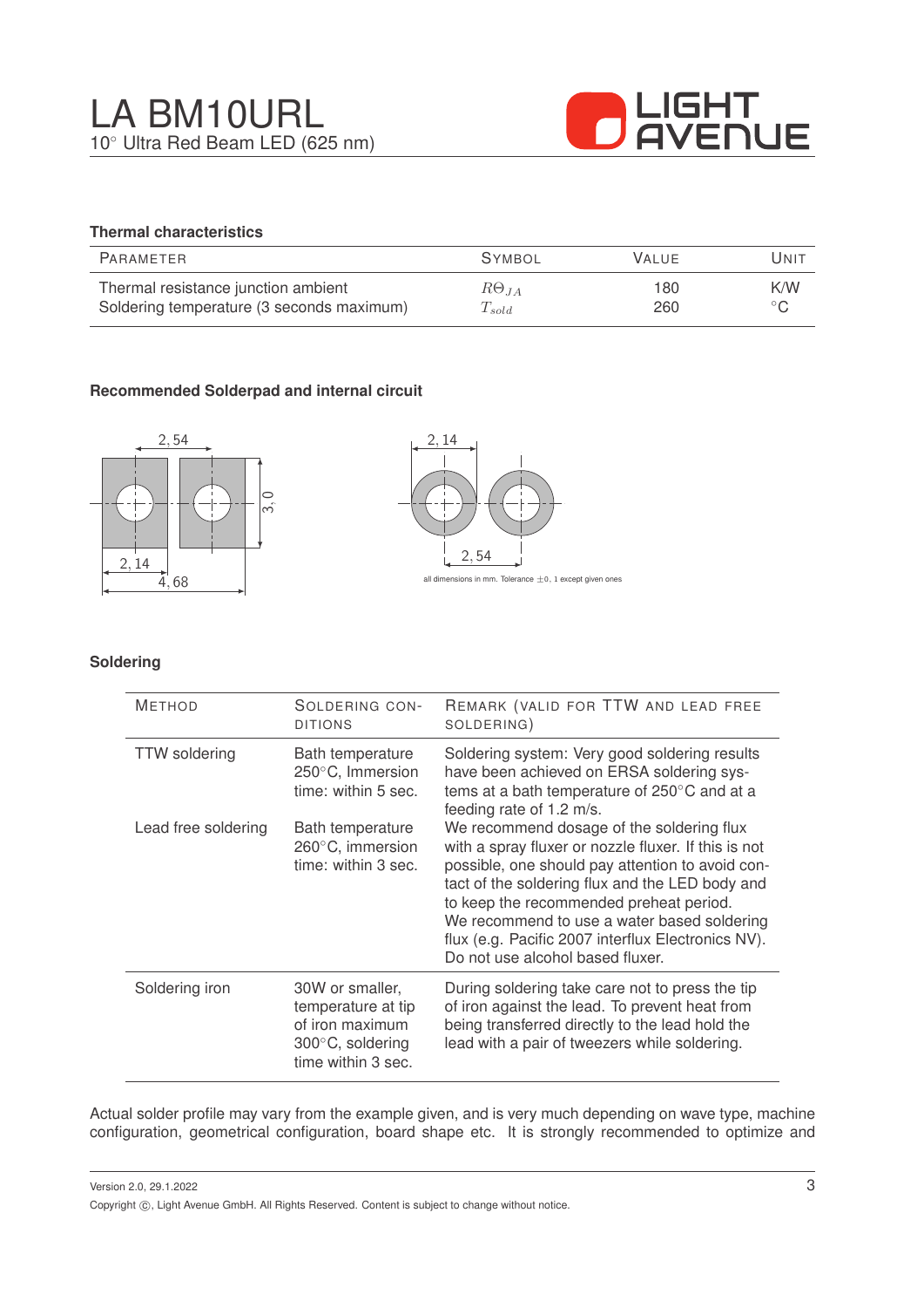# LA BM10URL

10° Ultra Red Beam LED (625 nm)

### Thermal characteristics

| Parameter | Symbol | Value | Unit |
|---|---|---|---|
| Thermal resistance junction ambient | $R\Theta_{JA}$ | 180 | K/W |
| Soldering temperature (3 seconds maximum) | $T_{sold}$ | 260 | °C |

### Recommended Solderpad and internal circuit

2, 54

3, 0

2, 14

4, 68

2, 14

2, 54

all dimensions in mm. Tolerance ±0, 1 except given ones

### Soldering

| Method | Soldering conditions | Remark (valid for TTW and lead free soldering) |
|---|---|---|
| TTW soldering | Bath temperature 250°C, Immersion time: within 5 sec. | Soldering system: Very good soldering results have been achieved on ERSA soldering systems at a bath temperature of 250°C and at a feeding rate of 1.2 m/s. |
| Lead free soldering | Bath temperature 260°C, immersion time: within 3 sec. | We recommend dosage of the soldering flux with a spray fluxer or nozzle fluxer. If this is not possible, one should pay attention to avoid contact of the soldering flux and the LED body and to keep the recommended preheat period. We recommend to use a water based soldering flux (e.g. Pacific 2007 interflux Electronics NV). Do not use alcohol based fluxer. |
| Soldering iron | 30W or smaller, temperature at tip of iron maximum 300°C, soldering time within 3 sec. | During soldering take care not to press the tip of iron against the lead. To prevent heat from being transferred directly to the lead hold the lead with a pair of tweezers while soldering. |

Actual solder profile may vary from the example given, and is very much depending on wave type, machine configuration, geometrical configuration, board shape etc. It is strongly recommended to optimize and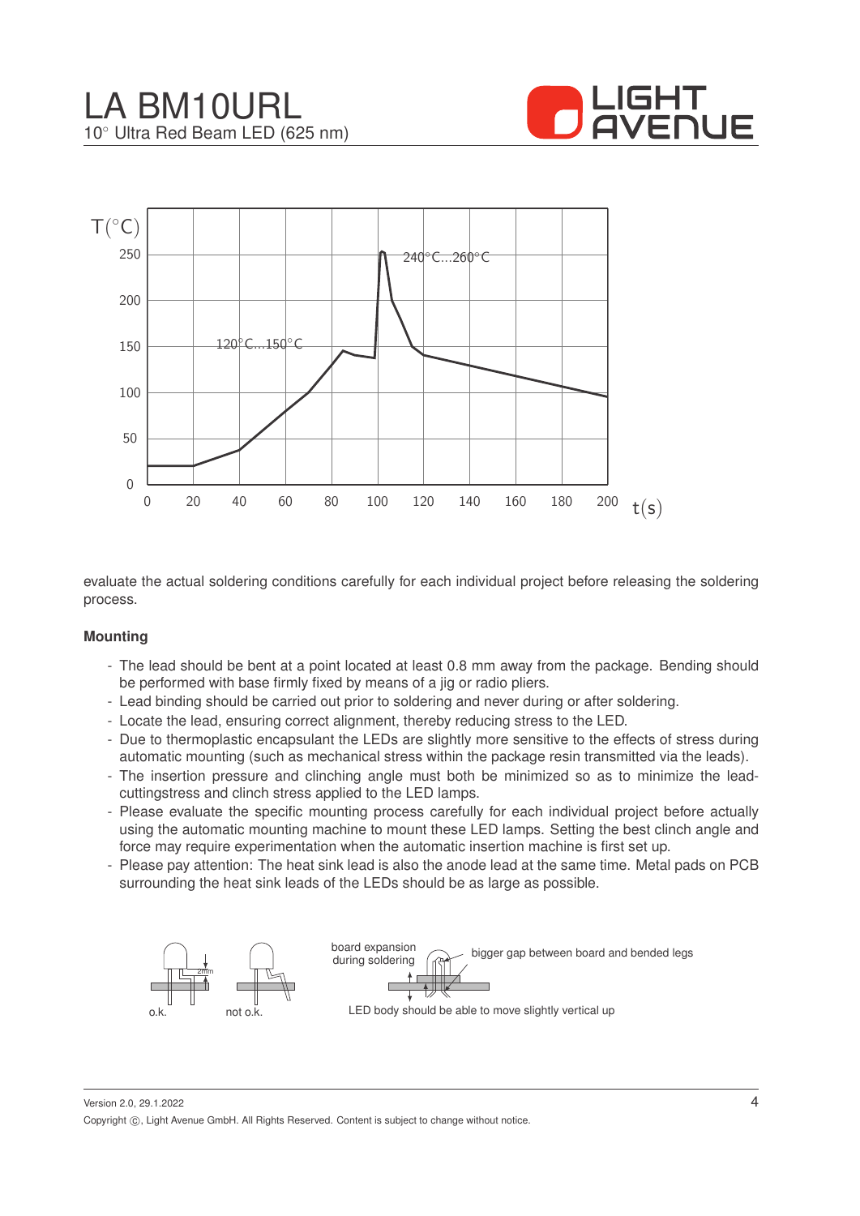evaluate the actual soldering conditions carefully for each individual project before releasing the soldering process.

**Mounting**

- The lead should be bent at a point located at least 0.8 mm away from the package. Bending should be performed with base firmly fixed by means of a jig or radio pliers.
- Lead binding should be carried out prior to soldering and never during or after soldering.
- Locate the lead, ensuring correct alignment, thereby reducing stress to the LED.
- Due to thermoplastic encapsulant the LEDs are slightly more sensitive to the effects of stress during automatic mounting (such as mechanical stress within the package resin transmitted via the leads).
- The insertion pressure and clinching angle must both be minimized so as to minimize the lead-cuttingstress and clinch stress applied to the LED lamps.
- Please evaluate the specific mounting process carefully for each individual project before actually using the automatic mounting machine to mount these LED lamps. Setting the best clinch angle and force may require experimentation when the automatic insertion machine is first set up.
- Please pay attention: The heat sink lead is also the anode lead at the same time. Metal pads on PCB surrounding the heat sink leads of the LEDs should be as large as possible.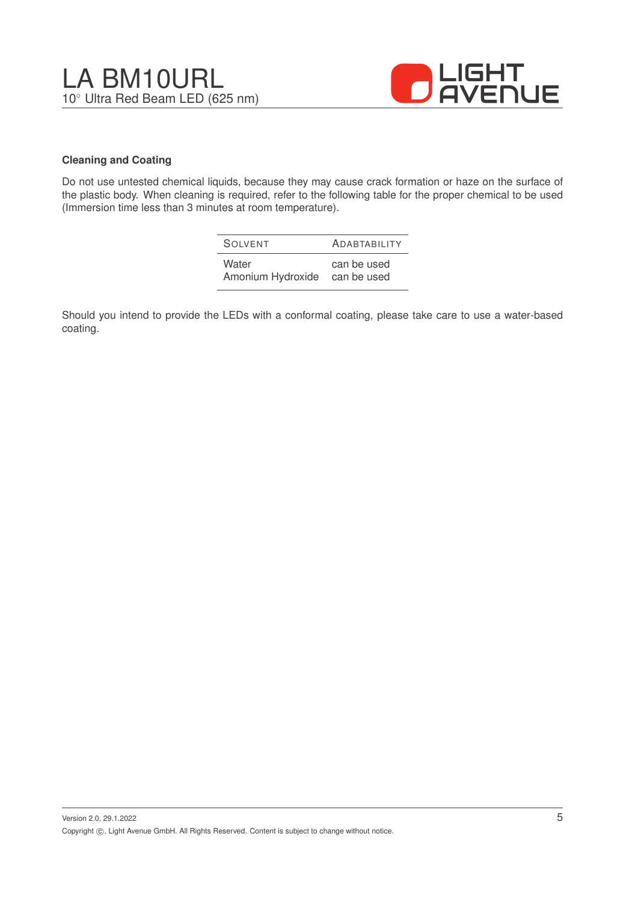### Cleaning and Coating

Do not use untested chemical liquids, because they may cause crack formation or haze on the surface of the plastic body. When cleaning is required, refer to the following table for the proper chemical to be used (Immersion time less than 3 minutes at room temperature).

| Solvent | Adabtability |
|---|---|
| Water | can be used |
| Amonium Hydroxide | can be used |

Should you intend to provide the LEDs with a conformal coating, please take care to use a water-based coating.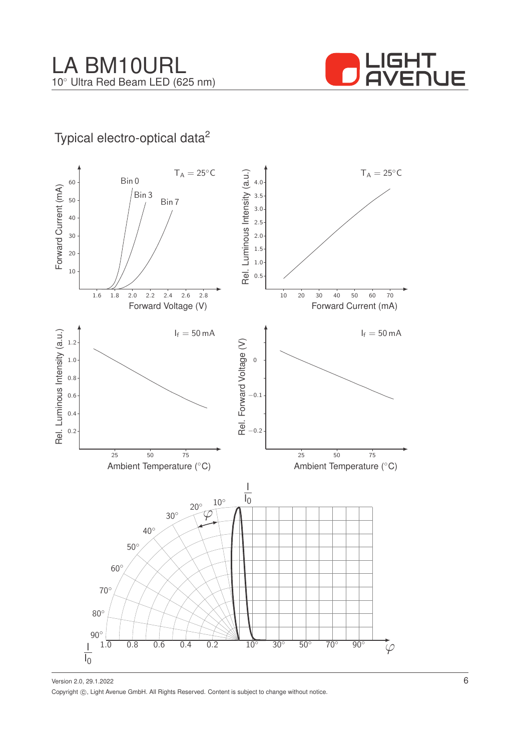# LA BM10URL

10° Ultra Red Beam LED (625 nm)

## Typical electro-optical data[2]

Forward Current (mA) vs. Forward Voltage (V), $T_A = 25°C$ — Bin 0, Bin 3, Bin 7

Rel. Luminous Intensity (a.u.) vs. Forward Current (mA), $T_A = 25°C$

Rel. Luminous Intensity (a.u.) vs. Ambient Temperature (°C), $I_f = 50\,mA$

Rel. Forward Voltage (V) vs. Ambient Temperature (°C), $I_f = 50\,mA$

$\frac{I}{I_0}$ vs. $\varphi$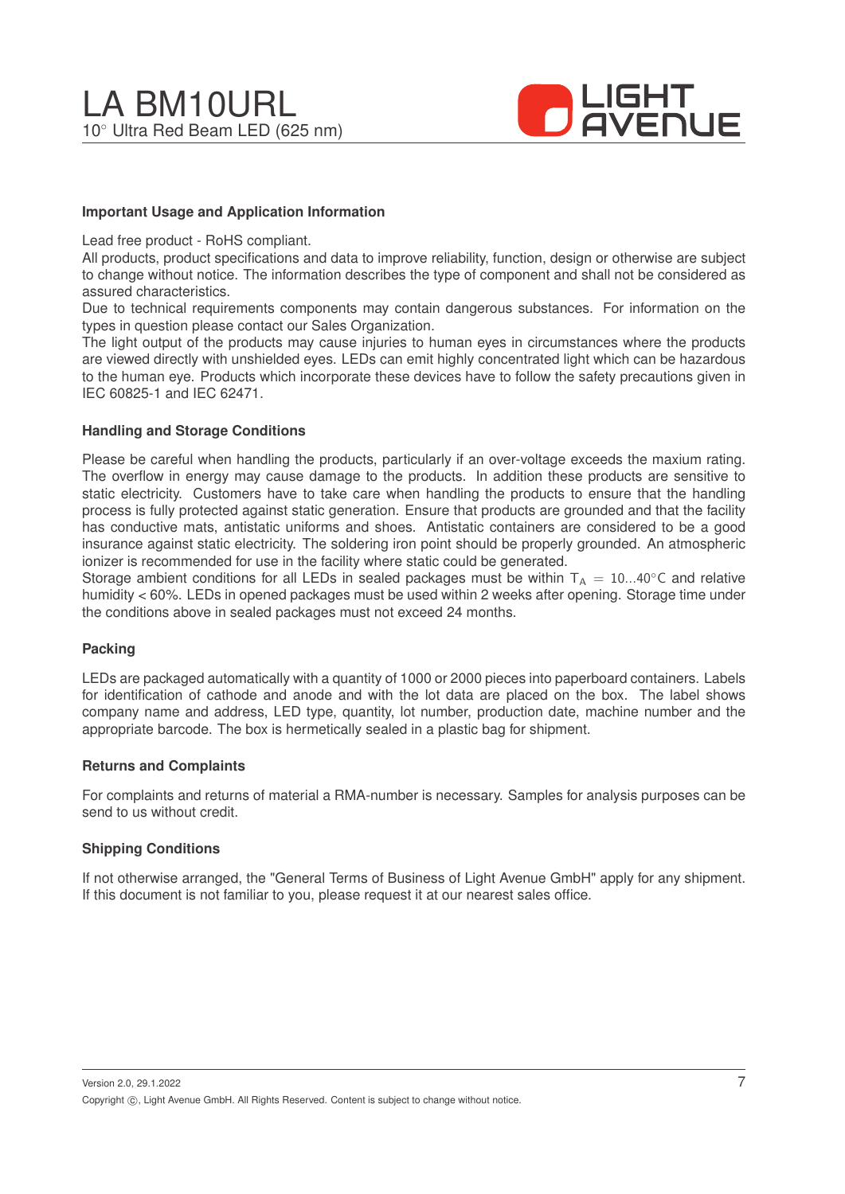### Important Usage and Application Information

Lead free product - RoHS compliant.
All products, product specifications and data to improve reliability, function, design or otherwise are subject to change without notice. The information describes the type of component and shall not be considered as assured characteristics.
Due to technical requirements components may contain dangerous substances. For information on the types in question please contact our Sales Organization.
The light output of the products may cause injuries to human eyes in circumstances where the products are viewed directly with unshielded eyes. LEDs can emit highly concentrated light which can be hazardous to the human eye. Products which incorporate these devices have to follow the safety precautions given in IEC 60825-1 and IEC 62471.

### Handling and Storage Conditions

Please be careful when handling the products, particularly if an over-voltage exceeds the maxium rating. The overflow in energy may cause damage to the products. In addition these products are sensitive to static electricity. Customers have to take care when handling the products to ensure that the handling process is fully protected against static generation. Ensure that products are grounded and that the facility has conductive mats, antistatic uniforms and shoes. Antistatic containers are considered to be a good insurance against static electricity. The soldering iron point should be properly grounded. An atmospheric ionizer is recommended for use in the facility where static could be generated.
Storage ambient conditions for all LEDs in sealed packages must be within $T_A = 10...40°C$ and relative humidity < 60%. LEDs in opened packages must be used within 2 weeks after opening. Storage time under the conditions above in sealed packages must not exceed 24 months.

### Packing

LEDs are packaged automatically with a quantity of 1000 or 2000 pieces into paperboard containers. Labels for identification of cathode and anode and with the lot data are placed on the box. The label shows company name and address, LED type, quantity, lot number, production date, machine number and the appropriate barcode. The box is hermetically sealed in a plastic bag for shipment.

### Returns and Complaints

For complaints and returns of material a RMA-number is necessary. Samples for analysis purposes can be send to us without credit.

### Shipping Conditions

If not otherwise arranged, the "General Terms of Business of Light Avenue GmbH" apply for any shipment. If this document is not familiar to you, please request it at our nearest sales office.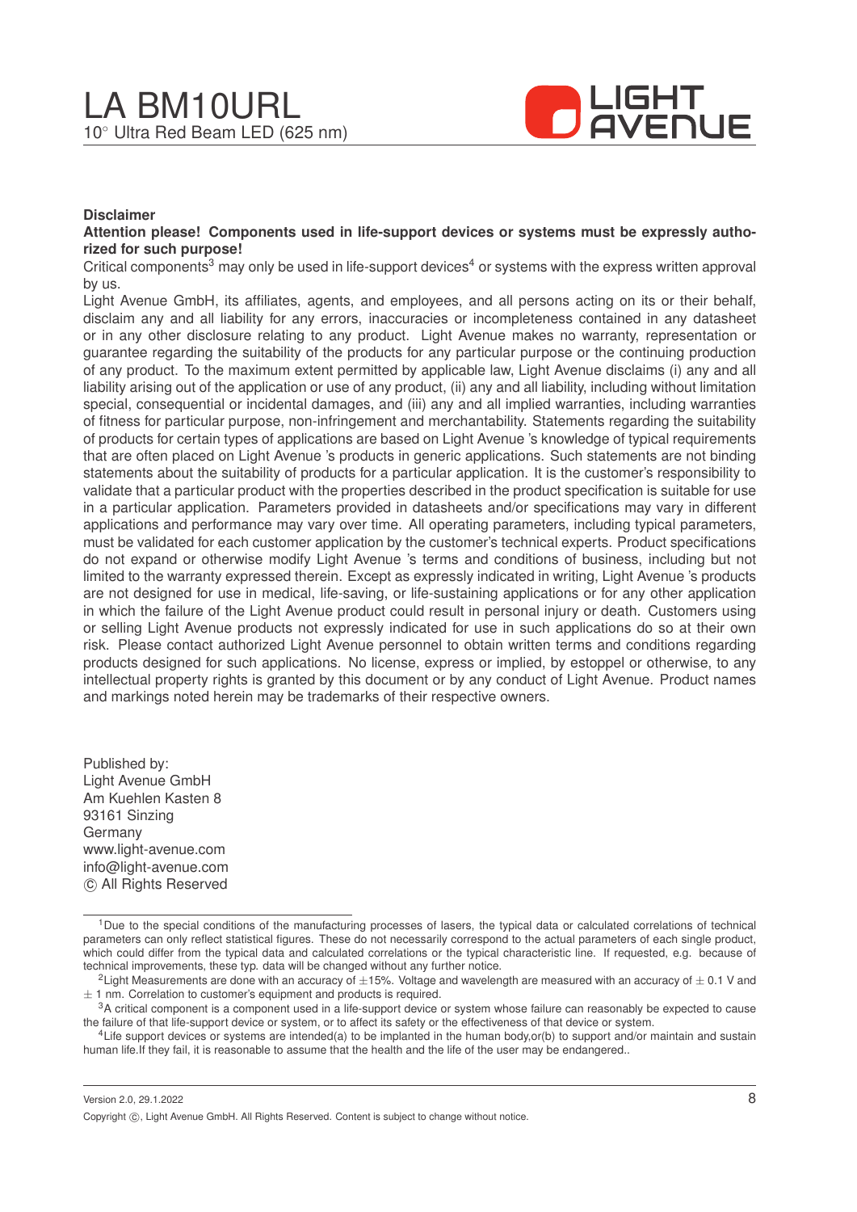**Disclaimer**

**Attention please! Components used in life-support devices or systems must be expressly authorized for such purpose!**

Critical components[3] may only be used in life-support devices[4] or systems with the express written approval by us.

Light Avenue GmbH, its affiliates, agents, and employees, and all persons acting on its or their behalf, disclaim any and all liability for any errors, inaccuracies or incompleteness contained in any datasheet or in any other disclosure relating to any product. Light Avenue makes no warranty, representation or guarantee regarding the suitability of the products for any particular purpose or the continuing production of any product. To the maximum extent permitted by applicable law, Light Avenue disclaims (i) any and all liability arising out of the application or use of any product, (ii) any and all liability, including without limitation special, consequential or incidental damages, and (iii) any and all implied warranties, including warranties of fitness for particular purpose, non-infringement and merchantability. Statements regarding the suitability of products for certain types of applications are based on Light Avenue 's knowledge of typical requirements that are often placed on Light Avenue 's products in generic applications. Such statements are not binding statements about the suitability of products for a particular application. It is the customer's responsibility to validate that a particular product with the properties described in the product specification is suitable for use in a particular application. Parameters provided in datasheets and/or specifications may vary in different applications and performance may vary over time. All operating parameters, including typical parameters, must be validated for each customer application by the customer's technical experts. Product specifications do not expand or otherwise modify Light Avenue 's terms and conditions of business, including but not limited to the warranty expressed therein. Except as expressly indicated in writing, Light Avenue 's products are not designed for use in medical, life-saving, or life-sustaining applications or for any other application in which the failure of the Light Avenue product could result in personal injury or death. Customers using or selling Light Avenue products not expressly indicated for use in such applications do so at their own risk. Please contact authorized Light Avenue personnel to obtain written terms and conditions regarding products designed for such applications. No license, express or implied, by estoppel or otherwise, to any intellectual property rights is granted by this document or by any conduct of Light Avenue. Product names and markings noted herein may be trademarks of their respective owners.

Published by:
Light Avenue GmbH
Am Kuehlen Kasten 8
93161 Sinzing
Germany
www.light-avenue.com
info@light-avenue.com
© All Rights Reserved

[1] Due to the special conditions of the manufacturing processes of lasers, the typical data or calculated correlations of technical parameters can only reflect statistical figures. These do not necessarily correspond to the actual parameters of each single product, which could differ from the typical data and calculated correlations or the typical characteristic line. If requested, e.g. because of technical improvements, these typ. data will be changed without any further notice.

[2] Light Measurements are done with an accuracy of ±15%. Voltage and wavelength are measured with an accuracy of ± 0.1 V and ± 1 nm. Correlation to customer's equipment and products is required.

[3] A critical component is a component used in a life-support device or system whose failure can reasonably be expected to cause the failure of that life-support device or system, or to affect its safety or the effectiveness of that device or system.

[4] Life support devices or systems are intended(a) to be implanted in the human body,or(b) to support and/or maintain and sustain human life.If they fail, it is reasonable to assume that the health and the life of the user may be endangered..

Version 2.0, 29.1.2022

Copyright ©, Light Avenue GmbH. All Rights Reserved. Content is subject to change without notice.